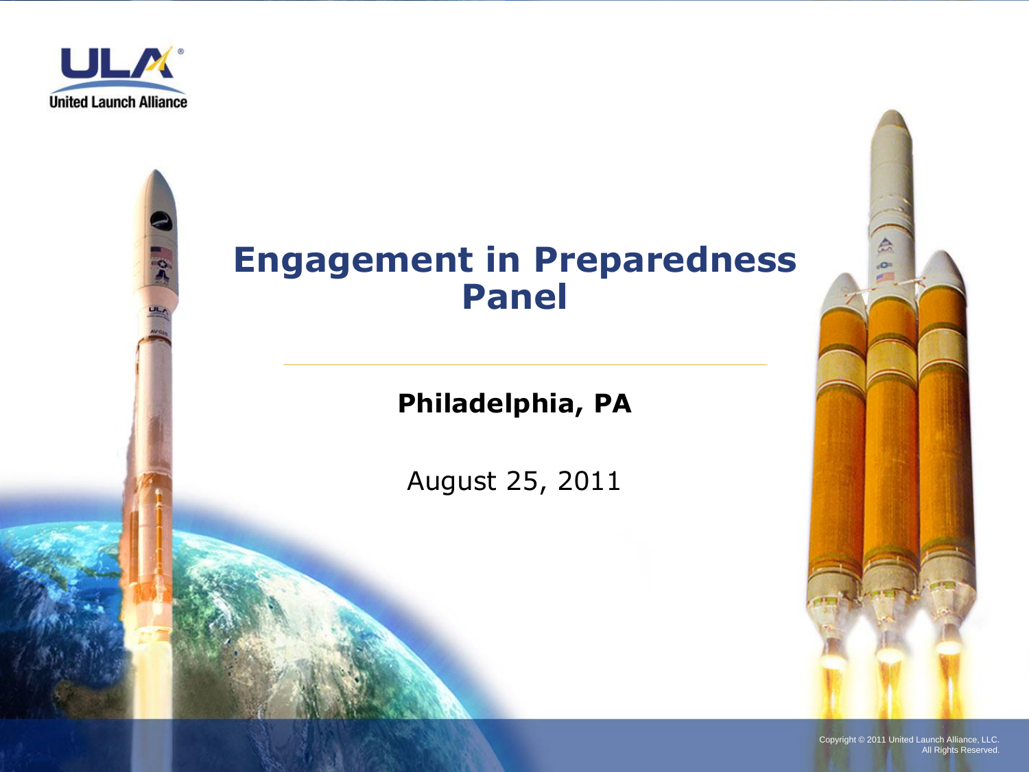United Launch Alliance

# Engagement in Preparedness Panel

**Philadelphia, PA**

August 25, 2011

Copyright © 2011 United Launch Alliance, LLC. All Rights Reserved.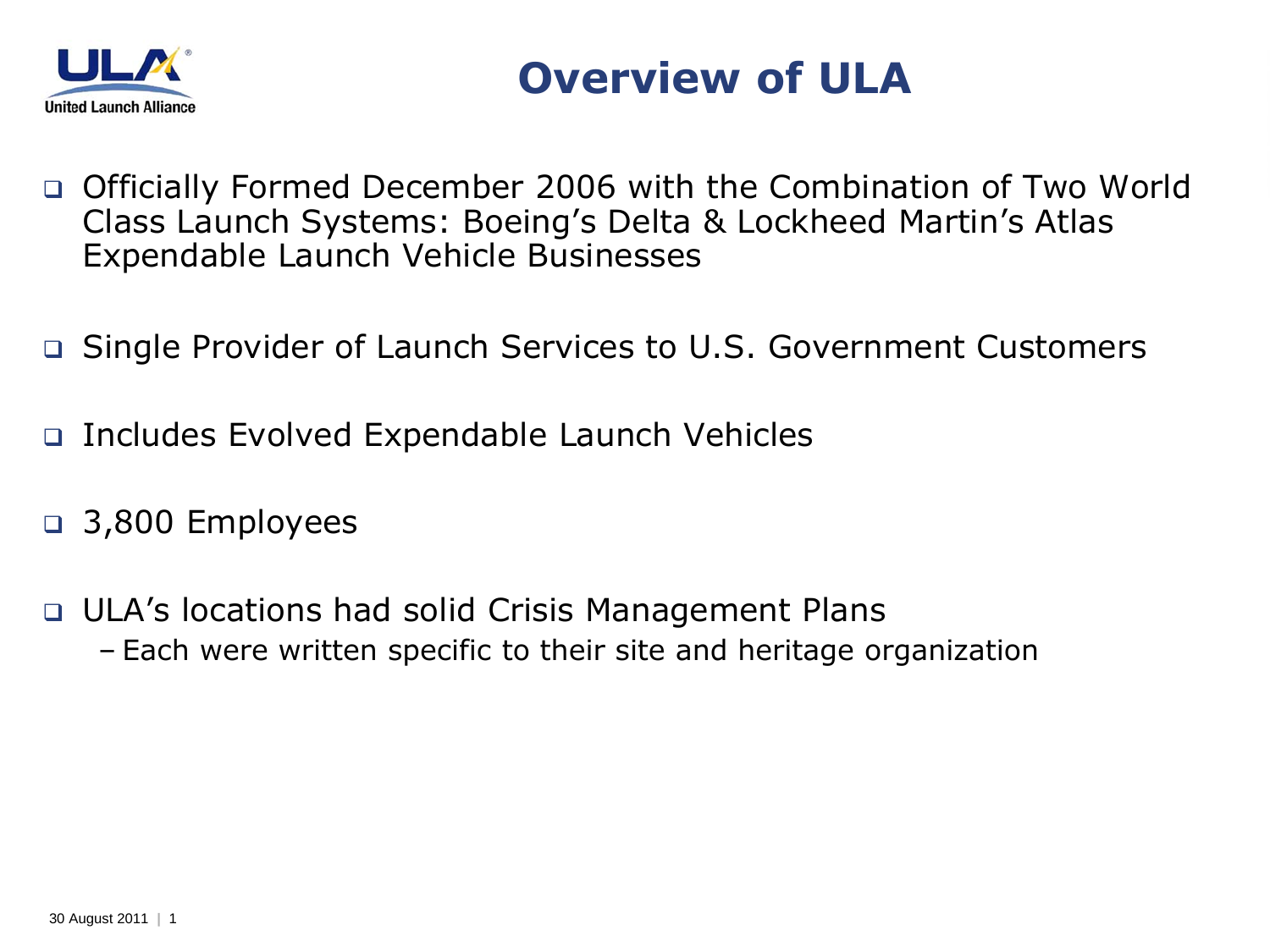# Overview of ULA

- Officially Formed December 2006 with the Combination of Two World Class Launch Systems: Boeing's Delta & Lockheed Martin's Atlas Expendable Launch Vehicle Businesses
- Single Provider of Launch Services to U.S. Government Customers
- Includes Evolved Expendable Launch Vehicles
- 3,800 Employees
- ULA's locations had solid Crisis Management Plans
  - Each were written specific to their site and heritage organization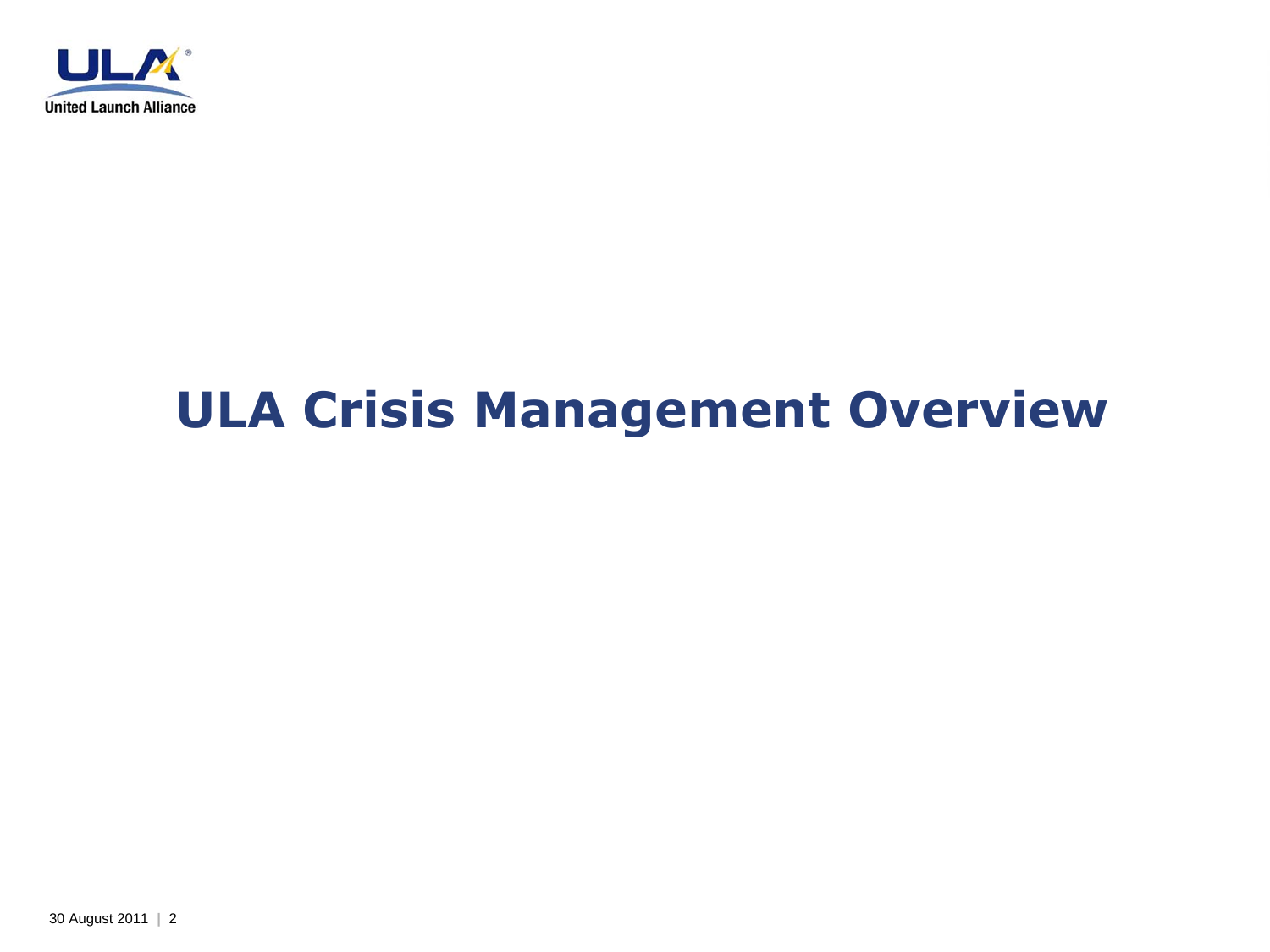# ULA Crisis Management Overview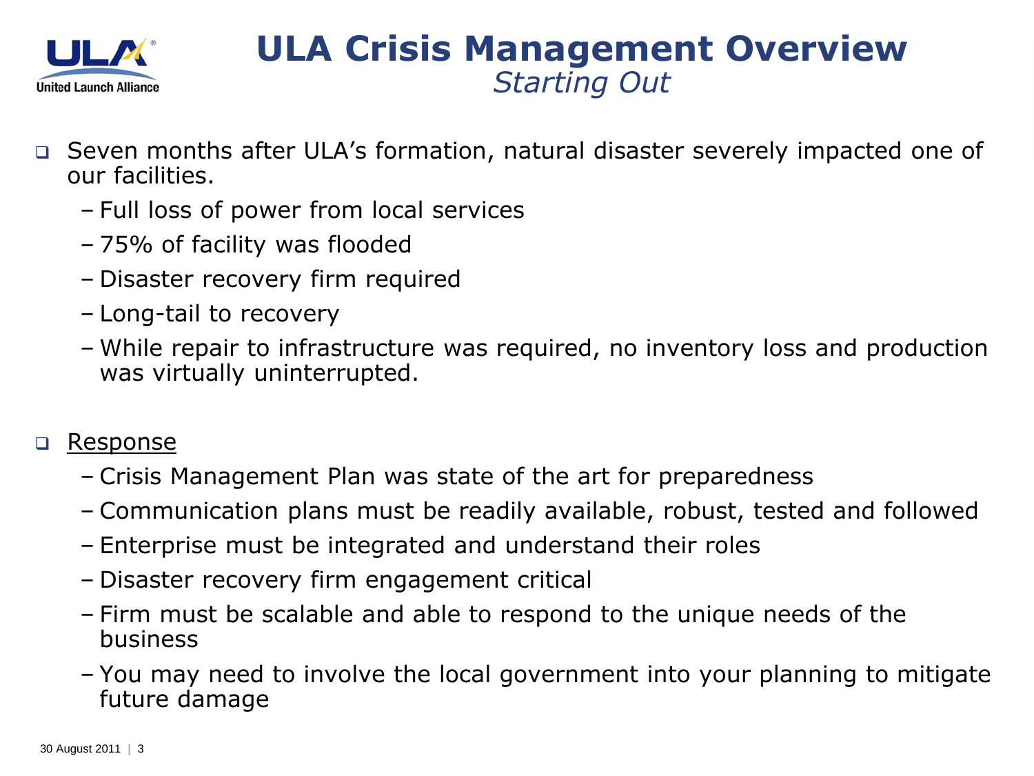# ULA Crisis Management Overview

*Starting Out*

- Seven months after ULA's formation, natural disaster severely impacted one of our facilities.
  - Full loss of power from local services
  - 75% of facility was flooded
  - Disaster recovery firm required
  - Long-tail to recovery
  - While repair to infrastructure was required, no inventory loss and production was virtually uninterrupted.

- <u>Response</u>
  - Crisis Management Plan was state of the art for preparedness
  - Communication plans must be readily available, robust, tested and followed
  - Enterprise must be integrated and understand their roles
  - Disaster recovery firm engagement critical
  - Firm must be scalable and able to respond to the unique needs of the business
  - You may need to involve the local government into your planning to mitigate future damage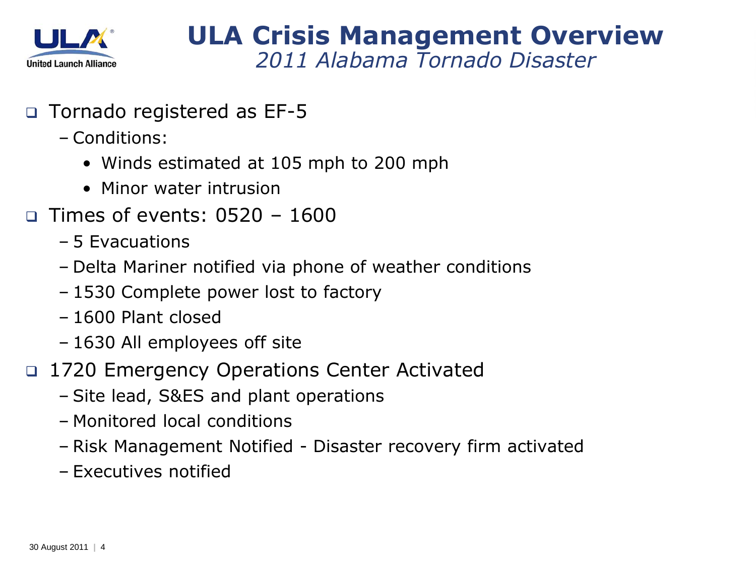# ULA Crisis Management Overview

*2011 Alabama Tornado Disaster*

- Tornado registered as EF-5
  - Conditions:
    - Winds estimated at 105 mph to 200 mph
    - Minor water intrusion
- Times of events: 0520 – 1600
  - 5 Evacuations
  - Delta Mariner notified via phone of weather conditions
  - 1530 Complete power lost to factory
  - 1600 Plant closed
  - 1630 All employees off site
- 1720 Emergency Operations Center Activated
  - Site lead, S&ES and plant operations
  - Monitored local conditions
  - Risk Management Notified - Disaster recovery firm activated
  - Executives notified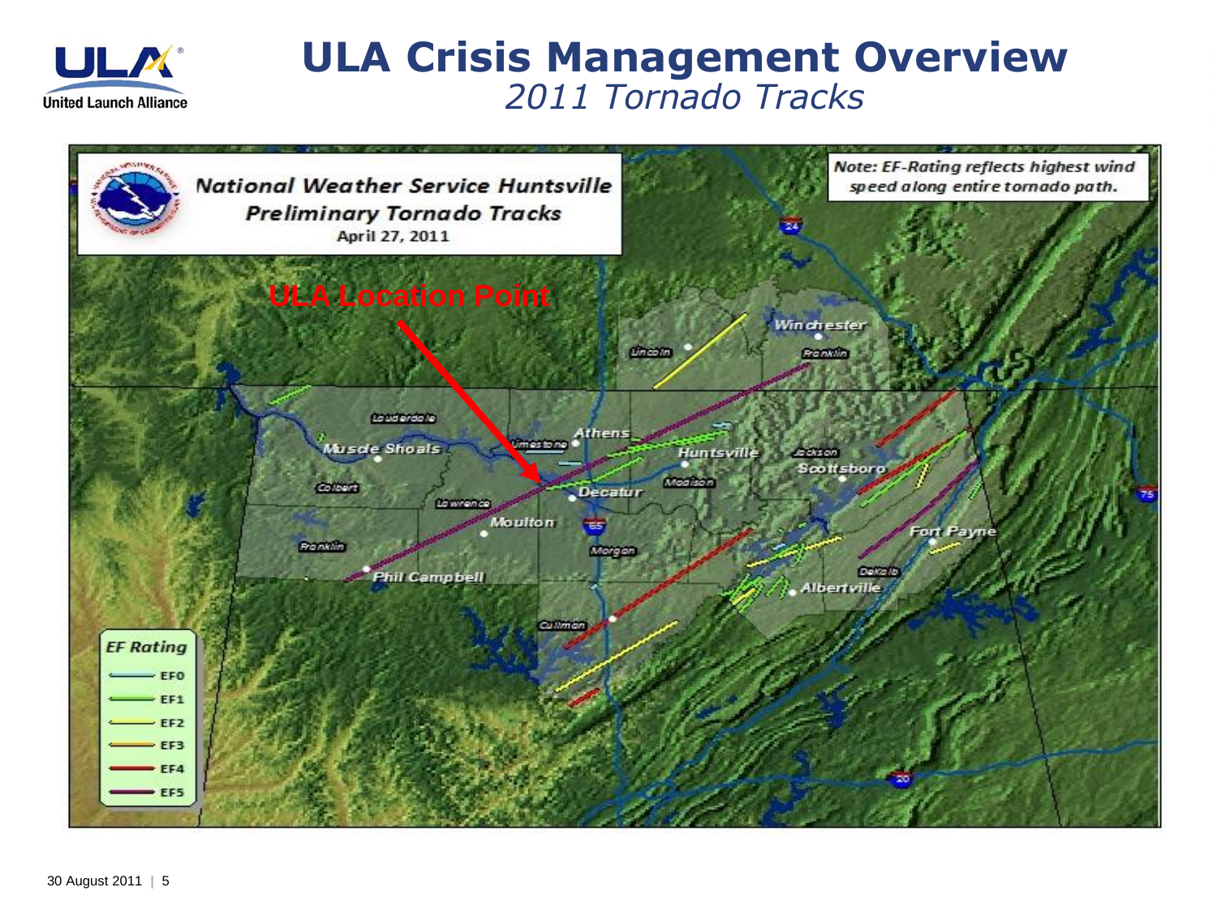# ULA Crisis Management Overview

*2011 Tornado Tracks*

**National Weather Service Huntsville**
**Preliminary Tornado Tracks**
April 27, 2011

Note: EF-Rating reflects highest wind speed along entire tornado path.

ULA Location Point

EF Rating
- EF0
- EF1
- EF2
- EF3
- EF4
- EF5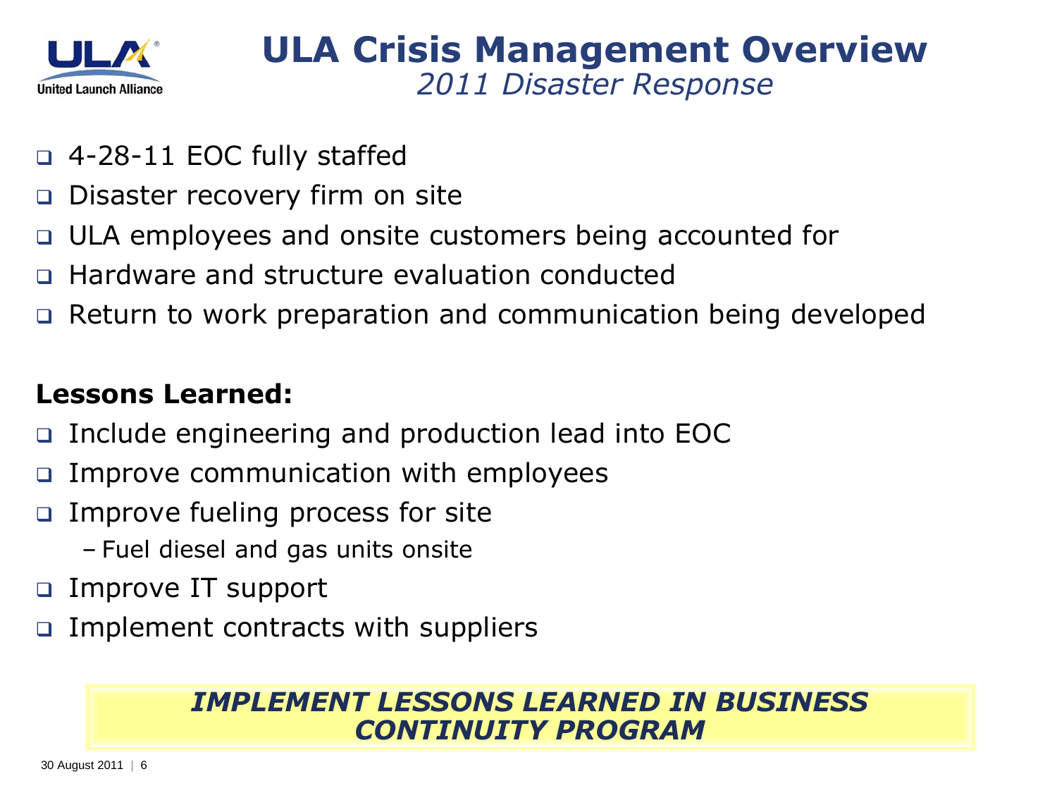# ULA Crisis Management Overview

*2011 Disaster Response*

- 4-28-11 EOC fully staffed
- Disaster recovery firm on site
- ULA employees and onsite customers being accounted for
- Hardware and structure evaluation conducted
- Return to work preparation and communication being developed

**Lessons Learned:**

- Include engineering and production lead into EOC
- Improve communication with employees
- Improve fueling process for site
  - Fuel diesel and gas units onsite
- Improve IT support
- Implement contracts with suppliers

***IMPLEMENT LESSONS LEARNED IN BUSINESS CONTINUITY PROGRAM***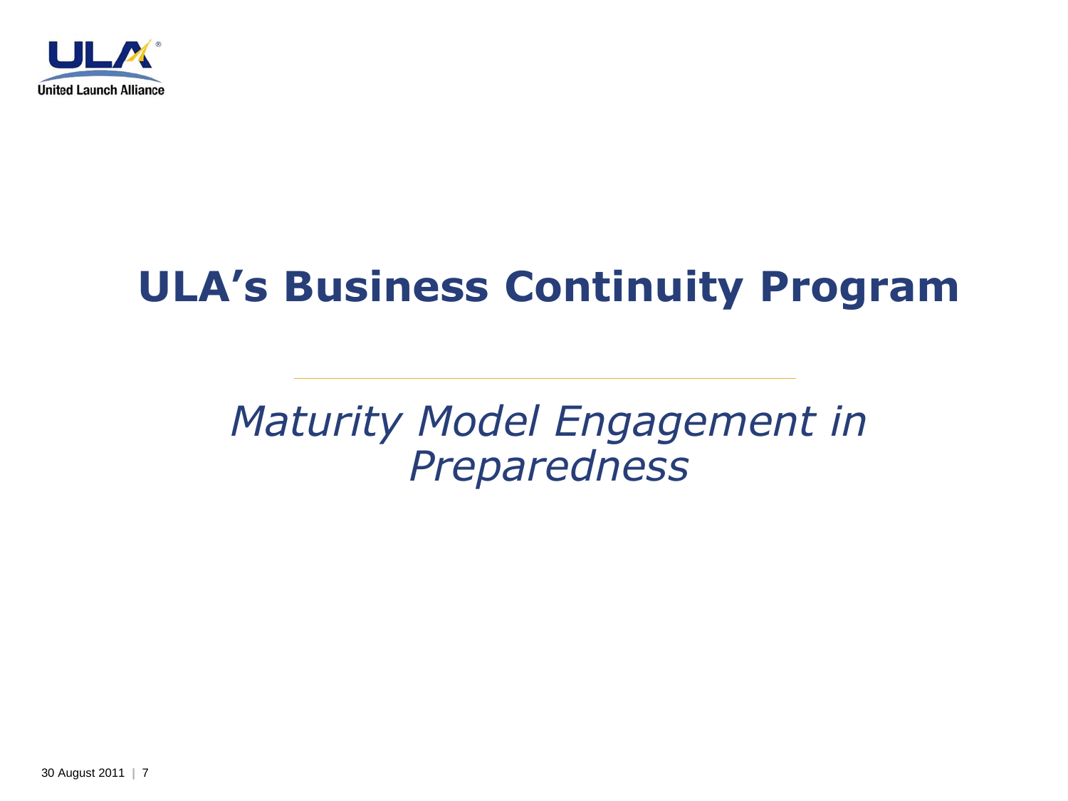# ULA's Business Continuity Program

*Maturity Model Engagement in Preparedness*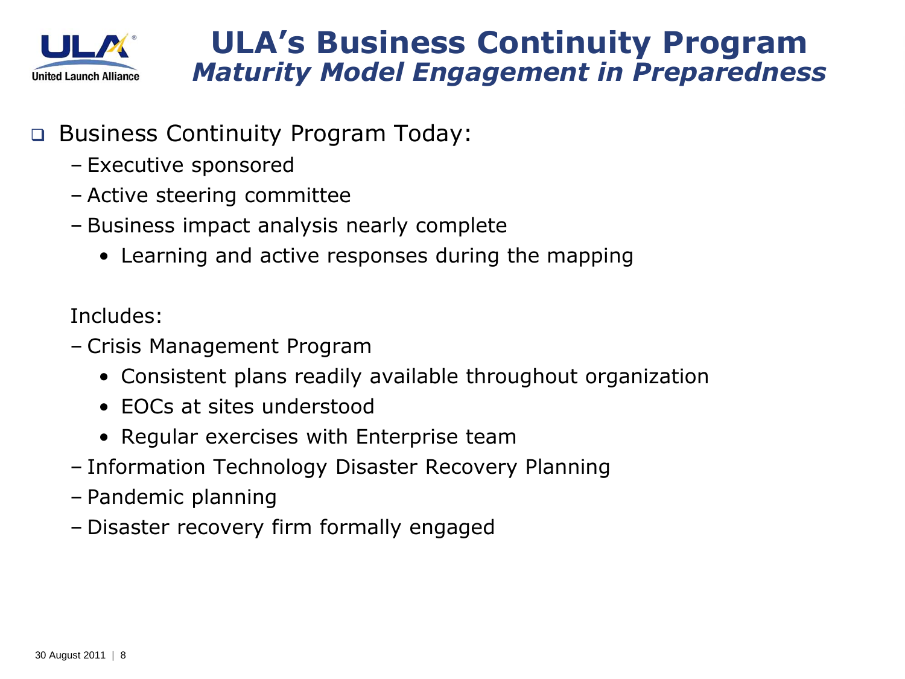# ULA's Business Continuity Program
## *Maturity Model Engagement in Preparedness*

- Business Continuity Program Today:
  - Executive sponsored
  - Active steering committee
  - Business impact analysis nearly complete
    - Learning and active responses during the mapping

  Includes:
  - Crisis Management Program
    - Consistent plans readily available throughout organization
    - EOCs at sites understood
    - Regular exercises with Enterprise team
  - Information Technology Disaster Recovery Planning
  - Pandemic planning
  - Disaster recovery firm formally engaged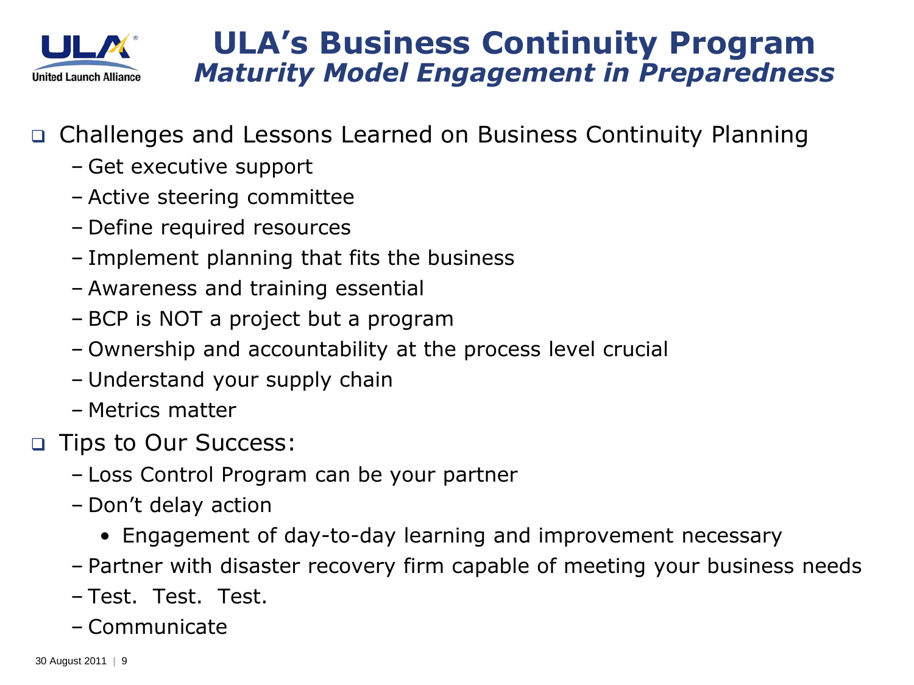# ULA's Business Continuity Program

## *Maturity Model Engagement in Preparedness*

- Challenges and Lessons Learned on Business Continuity Planning
  - Get executive support
  - Active steering committee
  - Define required resources
  - Implement planning that fits the business
  - Awareness and training essential
  - BCP is NOT a project but a program
  - Ownership and accountability at the process level crucial
  - Understand your supply chain
  - Metrics matter
- Tips to Our Success:
  - Loss Control Program can be your partner
  - Don't delay action
    - Engagement of day-to-day learning and improvement necessary
  - Partner with disaster recovery firm capable of meeting your business needs
  - Test. Test. Test.
  - Communicate